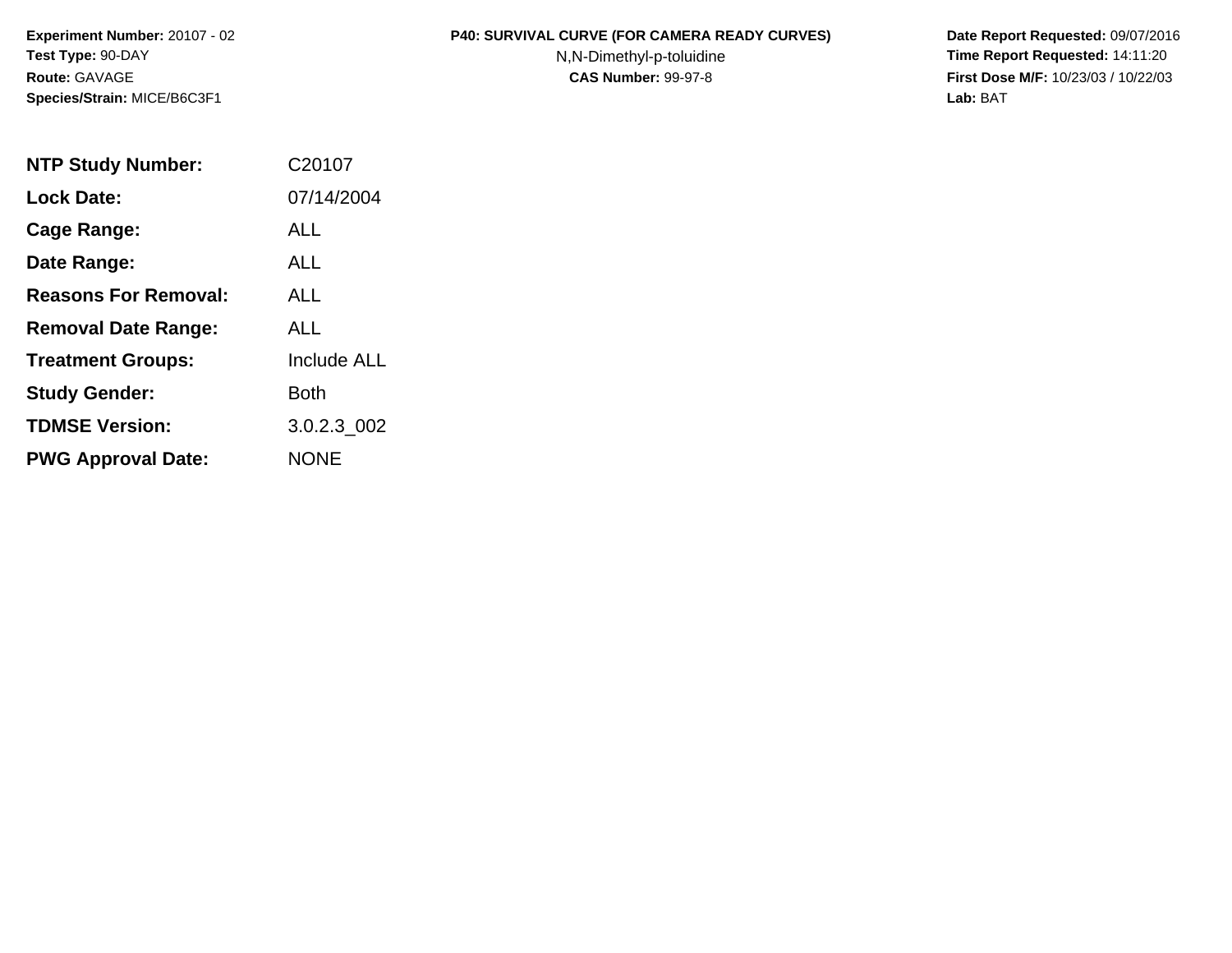**Experiment Number:** 20107 - 02
**Test Type:** 90-DAY
**Route:** GAVAGE
**Species/Strain:** MICE/B6C3F1

**P40: SURVIVAL CURVE (FOR CAMERA READY CURVES)**
N,N-Dimethyl-p-toluidine
**CAS Number:** 99-97-8

**Date Report Requested:** 09/07/2016
**Time Report Requested:** 14:11:20
**First Dose M/F:** 10/23/03 / 10/22/03
**Lab:** BAT

| | |
|---|---|
| **NTP Study Number:** | C20107 |
| **Lock Date:** | 07/14/2004 |
| **Cage Range:** | ALL |
| **Date Range:** | ALL |
| **Reasons For Removal:** | ALL |
| **Removal Date Range:** | ALL |
| **Treatment Groups:** | Include ALL |
| **Study Gender:** | Both |
| **TDMSE Version:** | 3.0.2.3_002 |
| **PWG Approval Date:** | NONE |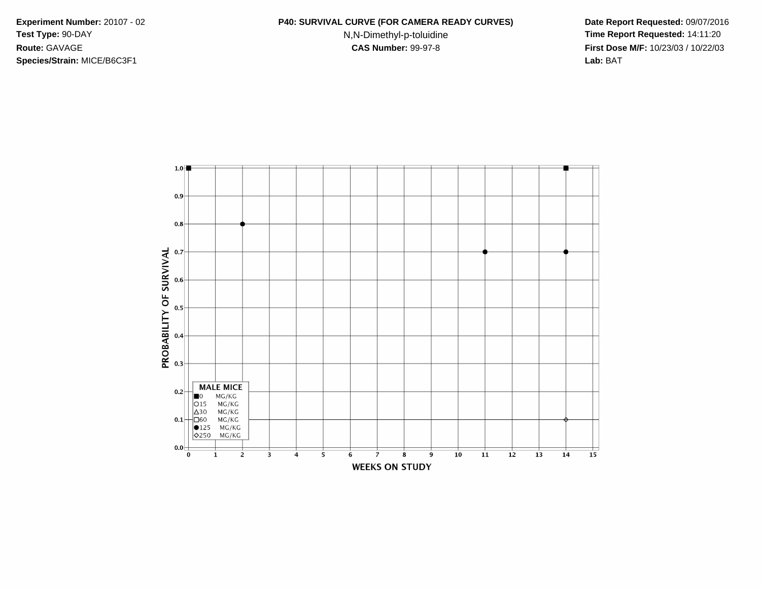**Experiment Number:** 20107 - 02
**Test Type:** 90-DAY
**Route:** GAVAGE
**Species/Strain:** MICE/B6C3F1

**P40: SURVIVAL CURVE (FOR CAMERA READY CURVES)**
N,N-Dimethyl-p-toluidine
**CAS Number:** 99-97-8

**Date Report Requested:** 09/07/2016
**Time Report Requested:** 14:11:20
**First Dose M/F:** 10/23/03 / 10/22/03
**Lab:** BAT

PROBABILITY OF SURVIVAL

1.0
0.9
0.8
0.7
0.6
0.5
0.4
0.3
0.2
0.1
0.0

WEEKS ON STUDY

0 1 2 3 4 5 6 7 8 9 10 11 12 13 14 15

**MALE MICE**
■0 MG/KG
○15 MG/KG
△30 MG/KG
□60 MG/KG
●125 MG/KG
◇250 MG/KG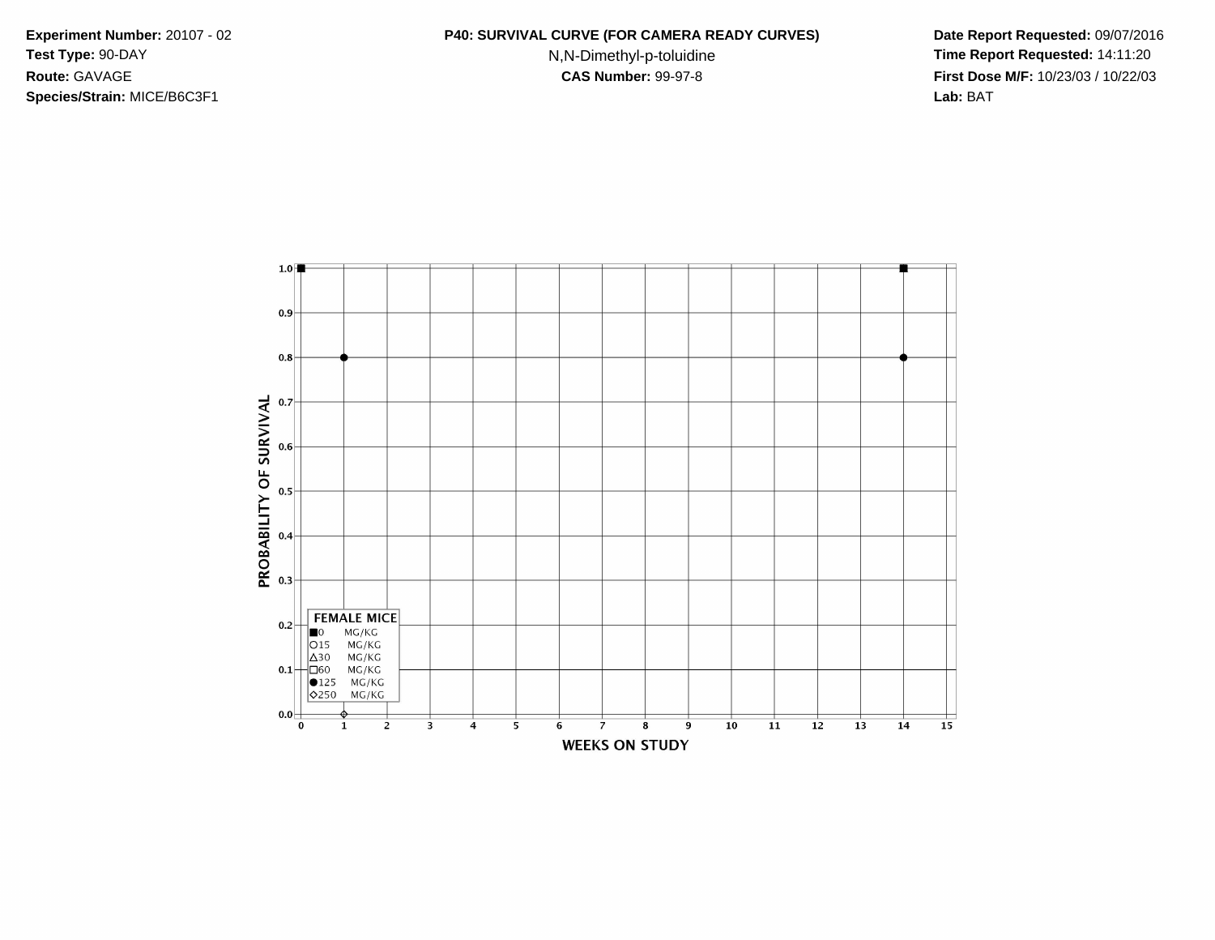**Experiment Number:** 20107 - 02

**Test Type:** 90-DAY

**Route:** GAVAGE

**Species/Strain:** MICE/B6C3F1

**P40: SURVIVAL CURVE (FOR CAMERA READY CURVES)**

N,N-Dimethyl-p-toluidine

**CAS Number:** 99-97-8

**Date Report Requested:** 09/07/2016

**Time Report Requested:** 14:11:20

**First Dose M/F:** 10/23/03 / 10/22/03

**Lab:** BAT

PROBABILITY OF SURVIVAL

1.0
0.9
0.8
0.7
0.6
0.5
0.4
0.3
0.2
0.1
0.0

WEEKS ON STUDY

0 1 2 3 4 5 6 7 8 9 10 11 12 13 14 15

FEMALE MICE

■0 MG/KG
○15 MG/KG
△30 MG/KG
□60 MG/KG
●125 MG/KG
◇250 MG/KG